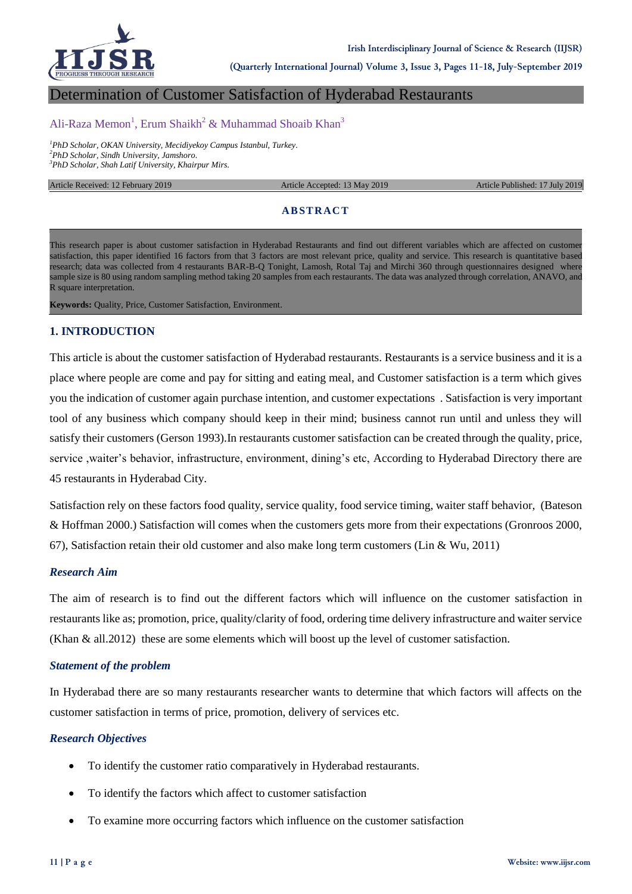# Determination of Customer Satisfaction of Hyderabad Restaurants

Ali-Raza Memon[1], Erum Shaikh[2] & Muhammad Shoaib Khan[3]

[1]PhD Scholar, OKAN University, Mecidiyekoy Campus Istanbul, Turkey.
[2]PhD Scholar, Sindh University, Jamshoro.
[3]PhD Scholar, Shah Latif University, Khairpur Mirs.

Article Received: 12 February 2019 Article Accepted: 13 May 2019 Article Published: 17 July 2019

## ABSTRACT

This research paper is about customer satisfaction in Hyderabad Restaurants and find out different variables which are affected on customer satisfaction, this paper identified 16 factors from that 3 factors are most relevant price, quality and service. This research is quantitative based research; data was collected from 4 restaurants BAR-B-Q Tonight, Lamosh, Rotal Taj and Mirchi 360 through questionnaires designed where sample size is 80 using random sampling method taking 20 samples from each restaurants. The data was analyzed through correlation, ANAVO, and R square interpretation.

**Keywords:** Quality, Price, Customer Satisfaction, Environment.

## 1. INTRODUCTION

This article is about the customer satisfaction of Hyderabad restaurants. Restaurants is a service business and it is a place where people are come and pay for sitting and eating meal, and Customer satisfaction is a term which gives you the indication of customer again purchase intention, and customer expectations . Satisfaction is very important tool of any business which company should keep in their mind; business cannot run until and unless they will satisfy their customers (Gerson 1993).In restaurants customer satisfaction can be created through the quality, price, service ,waiter's behavior, infrastructure, environment, dining's etc, According to Hyderabad Directory there are 45 restaurants in Hyderabad City.

Satisfaction rely on these factors food quality, service quality, food service timing, waiter staff behavior, (Bateson & Hoffman 2000.) Satisfaction will comes when the customers gets more from their expectations (Gronroos 2000, 67), Satisfaction retain their old customer and also make long term customers (Lin & Wu, 2011)

### *Research Aim*

The aim of research is to find out the different factors which will influence on the customer satisfaction in restaurants like as; promotion, price, quality/clarity of food, ordering time delivery infrastructure and waiter service (Khan & all.2012) these are some elements which will boost up the level of customer satisfaction.

### *Statement of the problem*

In Hyderabad there are so many restaurants researcher wants to determine that which factors will affects on the customer satisfaction in terms of price, promotion, delivery of services etc.

### *Research Objectives*

- To identify the customer ratio comparatively in Hyderabad restaurants.
- To identify the factors which affect to customer satisfaction
- To examine more occurring factors which influence on the customer satisfaction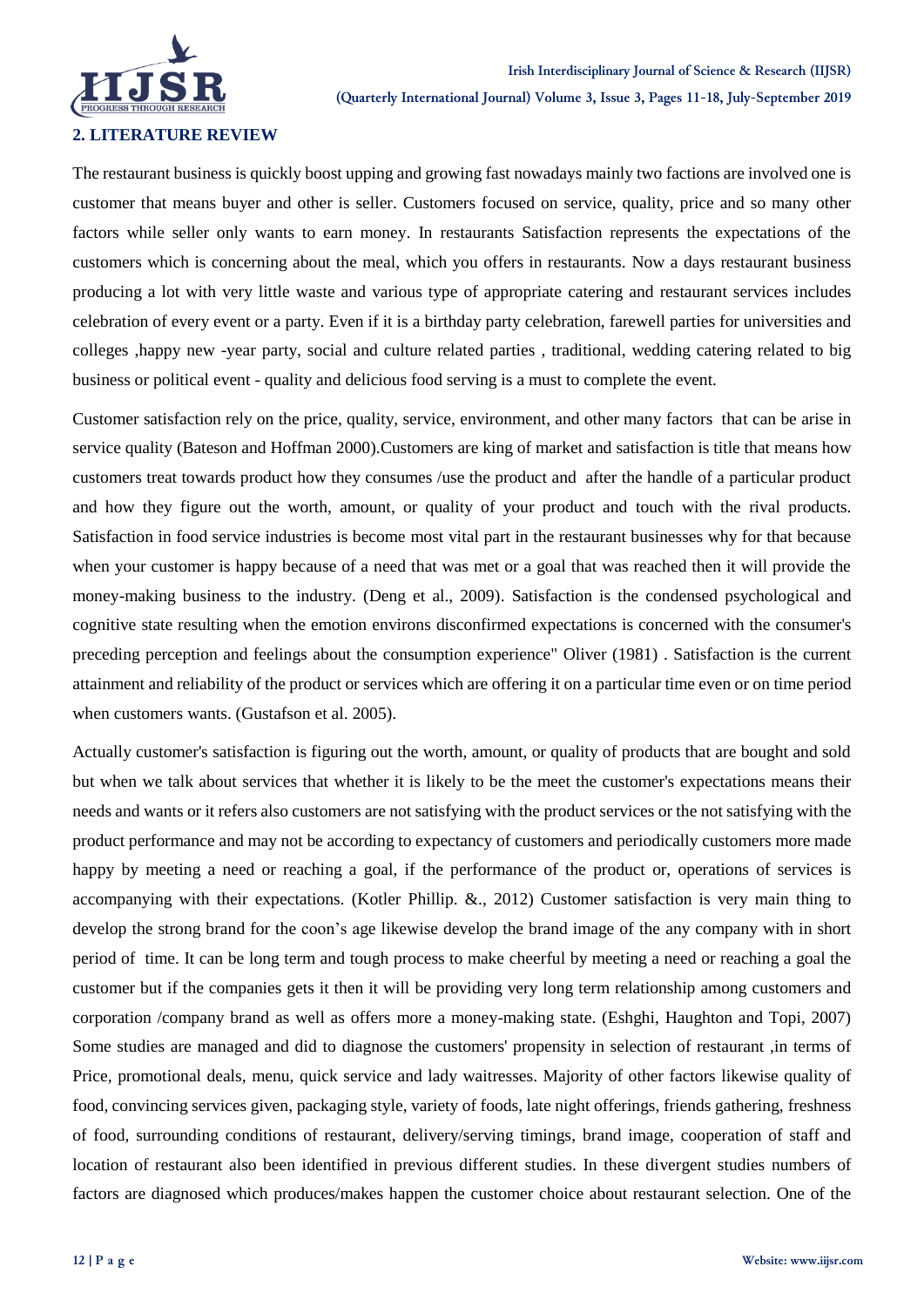## 2. LITERATURE REVIEW

The restaurant business is quickly boost upping and growing fast nowadays mainly two factions are involved one is customer that means buyer and other is seller. Customers focused on service, quality, price and so many other factors while seller only wants to earn money. In restaurants Satisfaction represents the expectations of the customers which is concerning about the meal, which you offers in restaurants. Now a days restaurant business producing a lot with very little waste and various type of appropriate catering and restaurant services includes celebration of every event or a party. Even if it is a birthday party celebration, farewell parties for universities and colleges ,happy new -year party, social and culture related parties , traditional, wedding catering related to big business or political event - quality and delicious food serving is a must to complete the event.

Customer satisfaction rely on the price, quality, service, environment, and other many factors that can be arise in service quality (Bateson and Hoffman 2000).Customers are king of market and satisfaction is title that means how customers treat towards product how they consumes /use the product and after the handle of a particular product and how they figure out the worth, amount, or quality of your product and touch with the rival products. Satisfaction in food service industries is become most vital part in the restaurant businesses why for that because when your customer is happy because of a need that was met or a goal that was reached then it will provide the money-making business to the industry. (Deng et al., 2009). Satisfaction is the condensed psychological and cognitive state resulting when the emotion environs disconfirmed expectations is concerned with the consumer's preceding perception and feelings about the consumption experience" Oliver (1981) . Satisfaction is the current attainment and reliability of the product or services which are offering it on a particular time even or on time period when customers wants. (Gustafson et al. 2005).

Actually customer's satisfaction is figuring out the worth, amount, or quality of products that are bought and sold but when we talk about services that whether it is likely to be the meet the customer's expectations means their needs and wants or it refers also customers are not satisfying with the product services or the not satisfying with the product performance and may not be according to expectancy of customers and periodically customers more made happy by meeting a need or reaching a goal, if the performance of the product or, operations of services is accompanying with their expectations. (Kotler Phillip. &., 2012) Customer satisfaction is very main thing to develop the strong brand for the coon's age likewise develop the brand image of the any company with in short period of time. It can be long term and tough process to make cheerful by meeting a need or reaching a goal the customer but if the companies gets it then it will be providing very long term relationship among customers and corporation /company brand as well as offers more a money-making state. (Eshghi, Haughton and Topi, 2007) Some studies are managed and did to diagnose the customers' propensity in selection of restaurant ,in terms of Price, promotional deals, menu, quick service and lady waitresses. Majority of other factors likewise quality of food, convincing services given, packaging style, variety of foods, late night offerings, friends gathering, freshness of food, surrounding conditions of restaurant, delivery/serving timings, brand image, cooperation of staff and location of restaurant also been identified in previous different studies. In these divergent studies numbers of factors are diagnosed which produces/makes happen the customer choice about restaurant selection. One of the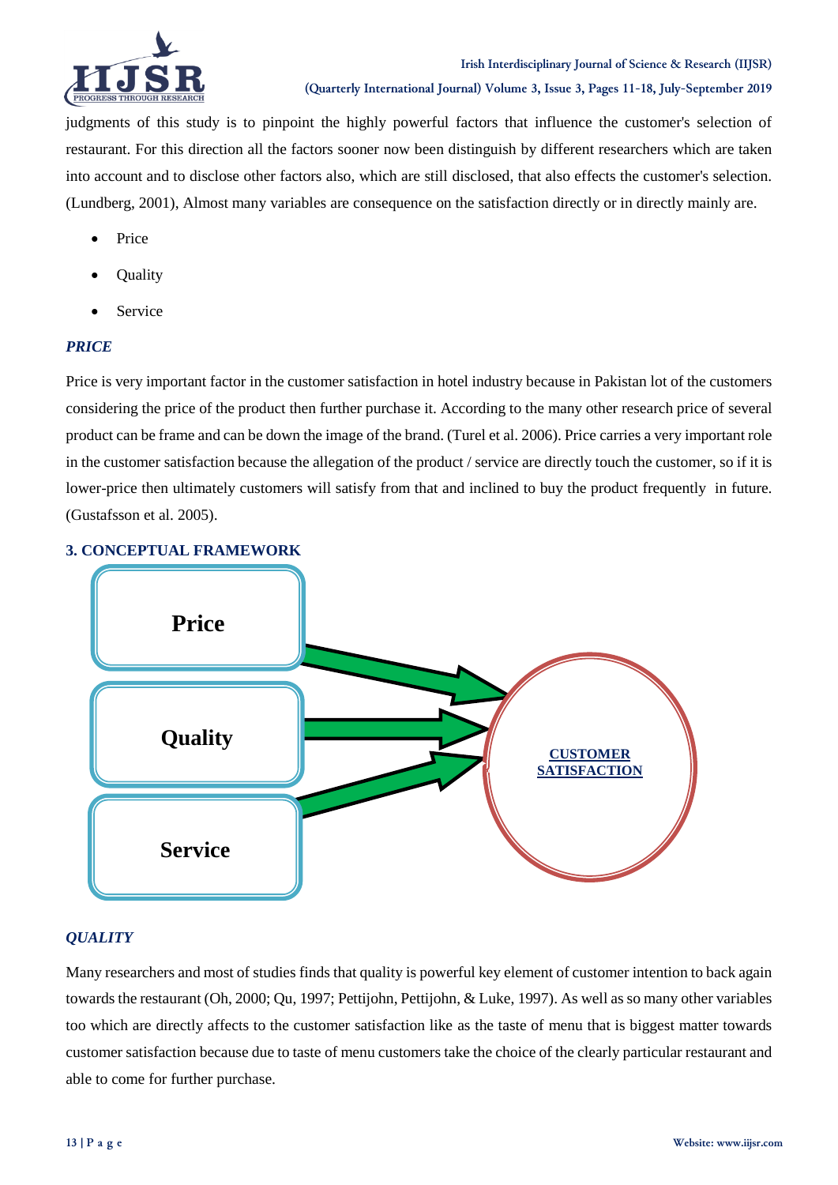judgments of this study is to pinpoint the highly powerful factors that influence the customer's selection of restaurant. For this direction all the factors sooner now been distinguish by different researchers which are taken into account and to disclose other factors also, which are still disclosed, that also effects the customer's selection. (Lundberg, 2001), Almost many variables are consequence on the satisfaction directly or in directly mainly are.

- Price
- Quality
- Service

### *PRICE*

Price is very important factor in the customer satisfaction in hotel industry because in Pakistan lot of the customers considering the price of the product then further purchase it. According to the many other research price of several product can be frame and can be down the image of the brand. (Turel et al. 2006). Price carries a very important role in the customer satisfaction because the allegation of the product / service are directly touch the customer, so if it is lower-price then ultimately customers will satisfy from that and inclined to buy the product frequently in future. (Gustafsson et al. 2005).

## 3. CONCEPTUAL FRAMEWORK

Price

Quality

Service

CUSTOMER SATISFACTION

### *QUALITY*

Many researchers and most of studies finds that quality is powerful key element of customer intention to back again towards the restaurant (Oh, 2000; Qu, 1997; Pettijohn, Pettijohn, & Luke, 1997). As well as so many other variables too which are directly affects to the customer satisfaction like as the taste of menu that is biggest matter towards customer satisfaction because due to taste of menu customers take the choice of the clearly particular restaurant and able to come for further purchase.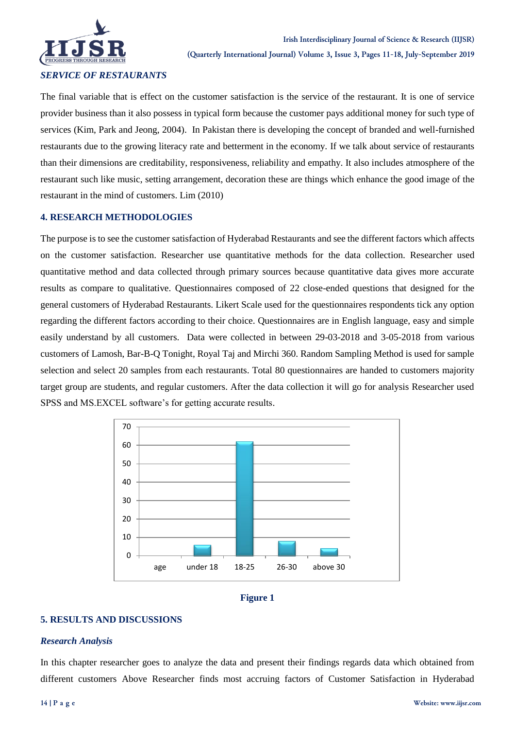### *SERVICE OF RESTAURANTS*

The final variable that is effect on the customer satisfaction is the service of the restaurant. It is one of service provider business than it also possess in typical form because the customer pays additional money for such type of services (Kim, Park and Jeong, 2004). In Pakistan there is developing the concept of branded and well-furnished restaurants due to the growing literacy rate and betterment in the economy. If we talk about service of restaurants than their dimensions are creditability, responsiveness, reliability and empathy. It also includes atmosphere of the restaurant such like music, setting arrangement, decoration these are things which enhance the good image of the restaurant in the mind of customers. Lim (2010)

## 4. RESEARCH METHODOLOGIES

The purpose is to see the customer satisfaction of Hyderabad Restaurants and see the different factors which affects on the customer satisfaction. Researcher use quantitative methods for the data collection. Researcher used quantitative method and data collected through primary sources because quantitative data gives more accurate results as compare to qualitative. Questionnaires composed of 22 close-ended questions that designed for the general customers of Hyderabad Restaurants. Likert Scale used for the questionnaires respondents tick any option regarding the different factors according to their choice. Questionnaires are in English language, easy and simple easily understand by all customers. Data were collected in between 29-03-2018 and 3-05-2018 from various customers of Lamosh, Bar-B-Q Tonight, Royal Taj and Mirchi 360. Random Sampling Method is used for sample selection and select 20 samples from each restaurants. Total 80 questionnaires are handed to customers majority target group are students, and regular customers. After the data collection it will go for analysis Researcher used SPSS and MS.EXCEL software's for getting accurate results.

| age | Count |
|---|---|
| under 18 | 6 |
| 18-25 | 62 |
| 26-30 | 8 |
| above 30 | 4 |

**Figure 1**

## 5. RESULTS AND DISCUSSIONS

### *Research Analysis*

In this chapter researcher goes to analyze the data and present their findings regards data which obtained from different customers Above Researcher finds most accruing factors of Customer Satisfaction in Hyderabad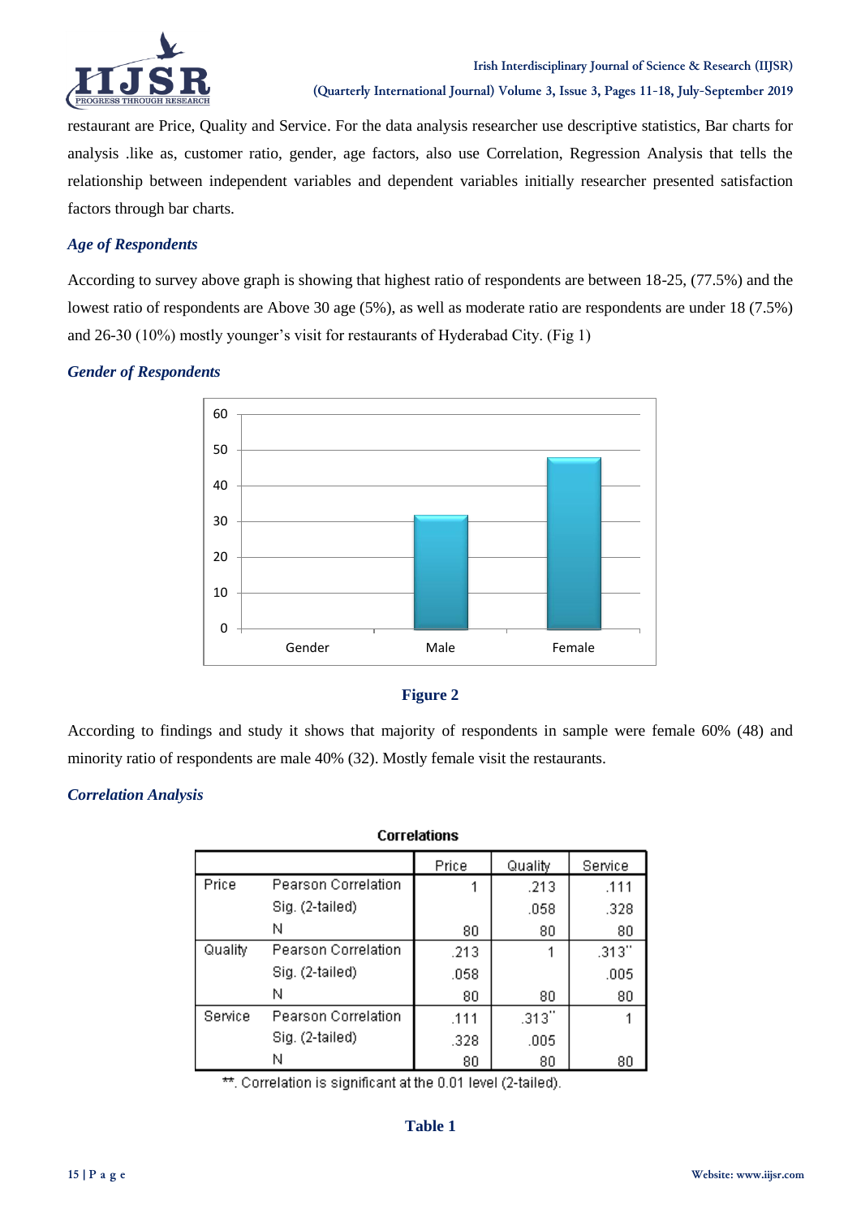restaurant are Price, Quality and Service. For the data analysis researcher use descriptive statistics, Bar charts for analysis .like as, customer ratio, gender, age factors, also use Correlation, Regression Analysis that tells the relationship between independent variables and dependent variables initially researcher presented satisfaction factors through bar charts.

### *Age of Respondents*

According to survey above graph is showing that highest ratio of respondents are between 18-25, (77.5%) and the lowest ratio of respondents are Above 30 age (5%), as well as moderate ratio are respondents are under 18 (7.5%) and 26-30 (10%) mostly younger's visit for restaurants of Hyderabad City. (Fig 1)

### *Gender of Respondents*

**Figure 2**

According to findings and study it shows that majority of respondents in sample were female 60% (48) and minority ratio of respondents are male 40% (32). Mostly female visit the restaurants.

### *Correlation Analysis*

**Correlations**

| | | Price | Quality | Service |
|---|---|---|---|---|
| Price | Pearson Correlation | 1 | .213 | .111 |
| | Sig. (2-tailed) | | .058 | .328 |
| | N | 80 | 80 | 80 |
| Quality | Pearson Correlation | .213 | 1 | .313** |
| | Sig. (2-tailed) | .058 | | .005 |
| | N | 80 | 80 | 80 |
| Service | Pearson Correlation | .111 | .313** | 1 |
| | Sig. (2-tailed) | .328 | .005 | |
| | N | 80 | 80 | 80 |

**. Correlation is significant at the 0.01 level (2-tailed).

**Table 1**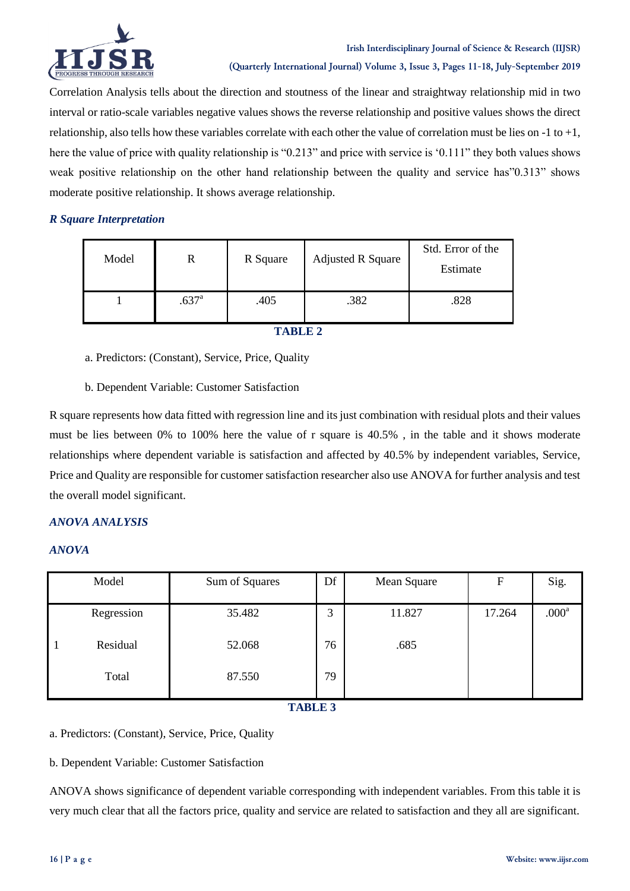Correlation Analysis tells about the direction and stoutness of the linear and straightway relationship mid in two interval or ratio-scale variables negative values shows the reverse relationship and positive values shows the direct relationship, also tells how these variables correlate with each other the value of correlation must be lies on -1 to +1, here the value of price with quality relationship is "0.213" and price with service is '0.111" they both values shows weak positive relationship on the other hand relationship between the quality and service has"0.313" shows moderate positive relationship. It shows average relationship.

***R Square Interpretation***

| Model | R | R Square | Adjusted R Square | Std. Error of the Estimate |
|---|---|---|---|---|
| 1 | .637[a] | .405 | .382 | .828 |

**TABLE 2**

a. Predictors: (Constant), Service, Price, Quality

b. Dependent Variable: Customer Satisfaction

R square represents how data fitted with regression line and its just combination with residual plots and their values must be lies between 0% to 100% here the value of r square is 40.5% , in the table and it shows moderate relationships where dependent variable is satisfaction and affected by 40.5% by independent variables, Service, Price and Quality are responsible for customer satisfaction researcher also use ANOVA for further analysis and test the overall model significant.

***ANOVA ANALYSIS***

***ANOVA***

| Model | | Sum of Squares | Df | Mean Square | F | Sig. |
|---|---|---|---|---|---|---|
| 1 | Regression | 35.482 | 3 | 11.827 | 17.264 | .000[a] |
| | Residual | 52.068 | 76 | .685 | | |
| | Total | 87.550 | 79 | | | |

**TABLE 3**

a. Predictors: (Constant), Service, Price, Quality

b. Dependent Variable: Customer Satisfaction

ANOVA shows significance of dependent variable corresponding with independent variables. From this table it is very much clear that all the factors price, quality and service are related to satisfaction and they all are significant.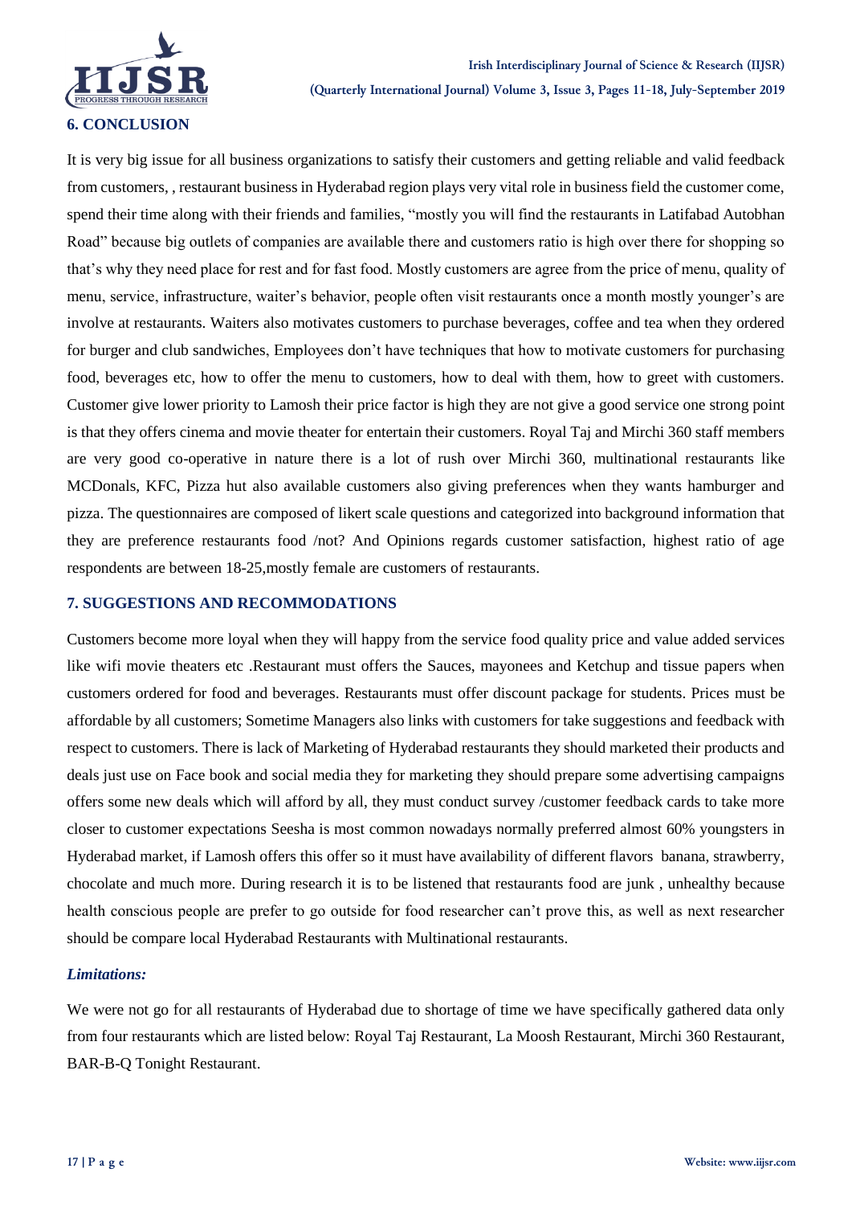## 6. CONCLUSION

It is very big issue for all business organizations to satisfy their customers and getting reliable and valid feedback from customers, , restaurant business in Hyderabad region plays very vital role in business field the customer come, spend their time along with their friends and families, "mostly you will find the restaurants in Latifabad Autobhan Road" because big outlets of companies are available there and customers ratio is high over there for shopping so that's why they need place for rest and for fast food. Mostly customers are agree from the price of menu, quality of menu, service, infrastructure, waiter's behavior, people often visit restaurants once a month mostly younger's are involve at restaurants. Waiters also motivates customers to purchase beverages, coffee and tea when they ordered for burger and club sandwiches, Employees don't have techniques that how to motivate customers for purchasing food, beverages etc, how to offer the menu to customers, how to deal with them, how to greet with customers. Customer give lower priority to Lamosh their price factor is high they are not give a good service one strong point is that they offers cinema and movie theater for entertain their customers. Royal Taj and Mirchi 360 staff members are very good co-operative in nature there is a lot of rush over Mirchi 360, multinational restaurants like MCDonals, KFC, Pizza hut also available customers also giving preferences when they wants hamburger and pizza. The questionnaires are composed of likert scale questions and categorized into background information that they are preference restaurants food /not? And Opinions regards customer satisfaction, highest ratio of age respondents are between 18-25,mostly female are customers of restaurants.

## 7. SUGGESTIONS AND RECOMMODATIONS

Customers become more loyal when they will happy from the service food quality price and value added services like wifi movie theaters etc .Restaurant must offers the Sauces, mayonees and Ketchup and tissue papers when customers ordered for food and beverages. Restaurants must offer discount package for students. Prices must be affordable by all customers; Sometime Managers also links with customers for take suggestions and feedback with respect to customers. There is lack of Marketing of Hyderabad restaurants they should marketed their products and deals just use on Face book and social media they for marketing they should prepare some advertising campaigns offers some new deals which will afford by all, they must conduct survey /customer feedback cards to take more closer to customer expectations Seesha is most common nowadays normally preferred almost 60% youngsters in Hyderabad market, if Lamosh offers this offer so it must have availability of different flavors banana, strawberry, chocolate and much more. During research it is to be listened that restaurants food are junk , unhealthy because health conscious people are prefer to go outside for food researcher can't prove this, as well as next researcher should be compare local Hyderabad Restaurants with Multinational restaurants.

### *Limitations:*

We were not go for all restaurants of Hyderabad due to shortage of time we have specifically gathered data only from four restaurants which are listed below: Royal Taj Restaurant, La Moosh Restaurant, Mirchi 360 Restaurant, BAR-B-Q Tonight Restaurant.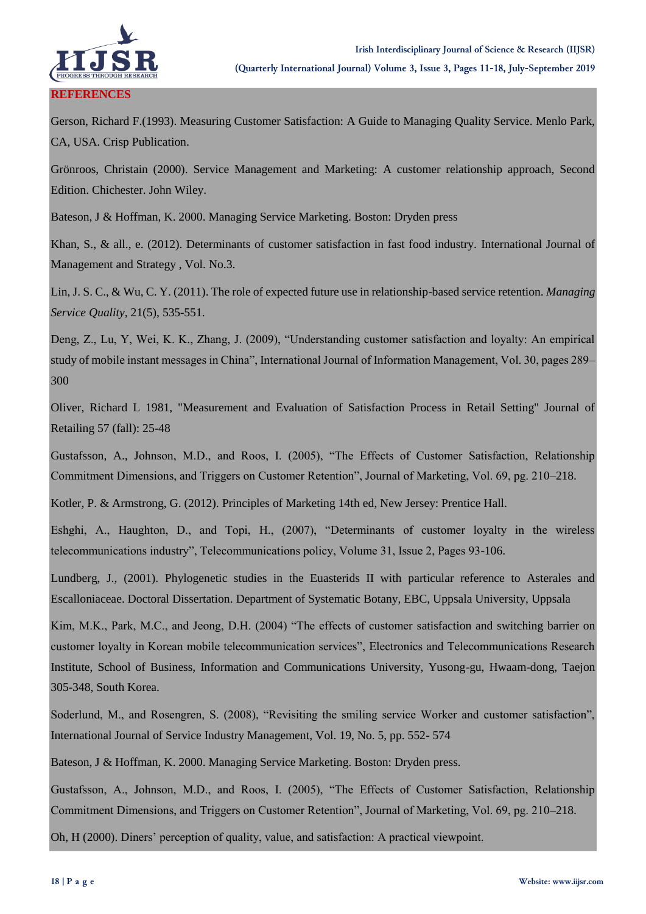## REFERENCES

Gerson, Richard F.(1993). Measuring Customer Satisfaction: A Guide to Managing Quality Service. Menlo Park, CA, USA. Crisp Publication.

Grönroos, Christain (2000). Service Management and Marketing: A customer relationship approach, Second Edition. Chichester. John Wiley.

Bateson, J & Hoffman, K. 2000. Managing Service Marketing. Boston: Dryden press

Khan, S., & all., e. (2012). Determinants of customer satisfaction in fast food industry. International Journal of Management and Strategy , Vol. No.3.

Lin, J. S. C., & Wu, C. Y. (2011). The role of expected future use in relationship-based service retention. *Managing Service Quality*, 21(5), 535-551.

Deng, Z., Lu, Y, Wei, K. K., Zhang, J. (2009), "Understanding customer satisfaction and loyalty: An empirical study of mobile instant messages in China", International Journal of Information Management, Vol. 30, pages 289–300

Oliver, Richard L 1981, "Measurement and Evaluation of Satisfaction Process in Retail Setting" Journal of Retailing 57 (fall): 25-48

Gustafsson, A., Johnson, M.D., and Roos, I. (2005), "The Effects of Customer Satisfaction, Relationship Commitment Dimensions, and Triggers on Customer Retention", Journal of Marketing, Vol. 69, pg. 210–218.

Kotler, P. & Armstrong, G. (2012). Principles of Marketing 14th ed, New Jersey: Prentice Hall.

Eshghi, A., Haughton, D., and Topi, H., (2007), "Determinants of customer loyalty in the wireless telecommunications industry", Telecommunications policy, Volume 31, Issue 2, Pages 93-106.

Lundberg, J., (2001). Phylogenetic studies in the Euasterids II with particular reference to Asterales and Escalloniaceae. Doctoral Dissertation. Department of Systematic Botany, EBC, Uppsala University, Uppsala

Kim, M.K., Park, M.C., and Jeong, D.H. (2004) "The effects of customer satisfaction and switching barrier on customer loyalty in Korean mobile telecommunication services", Electronics and Telecommunications Research Institute, School of Business, Information and Communications University, Yusong-gu, Hwaam-dong, Taejon 305-348, South Korea.

Soderlund, M., and Rosengren, S. (2008), "Revisiting the smiling service Worker and customer satisfaction", International Journal of Service Industry Management, Vol. 19, No. 5, pp. 552- 574

Bateson, J & Hoffman, K. 2000. Managing Service Marketing. Boston: Dryden press.

Gustafsson, A., Johnson, M.D., and Roos, I. (2005), "The Effects of Customer Satisfaction, Relationship Commitment Dimensions, and Triggers on Customer Retention", Journal of Marketing, Vol. 69, pg. 210–218.

Oh, H (2000). Diners' perception of quality, value, and satisfaction: A practical viewpoint.